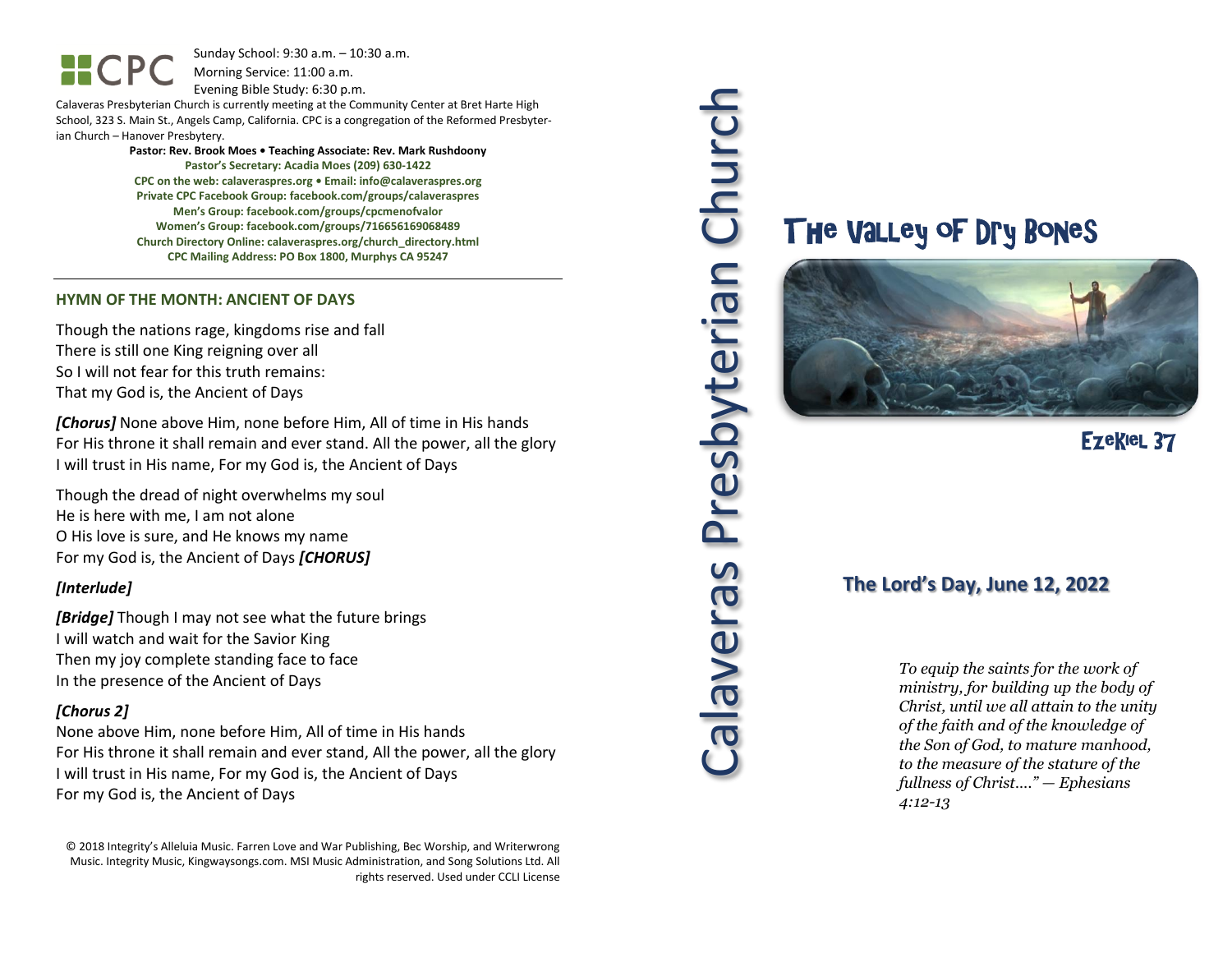CPC

Sunday School: 9:30 a.m. – 10:30 a.m.
Morning Service: 11:00 a.m.
Evening Bible Study: 6:30 p.m.

Calaveras Presbyterian Church is currently meeting at the Community Center at Bret Harte High School, 323 S. Main St., Angels Camp, California. CPC is a congregation of the Reformed Presbyterian Church – Hanover Presbytery.

**Pastor: Rev. Brook Moes • Teaching Associate: Rev. Mark Rushdoony**
**Pastor's Secretary: Acadia Moes (209) 630-1422**
**CPC on the web: calaveraspres.org • Email: info@calaveraspres.org**
**Private CPC Facebook Group: facebook.com/groups/calaveraspres**
**Men's Group: facebook.com/groups/cpcmenofvalor**
**Women's Group: facebook.com/groups/716656169068489**
**Church Directory Online: calaveraspres.org/church_directory.html**
**CPC Mailing Address: PO Box 1800, Murphys CA 95247**

---

## HYMN OF THE MONTH: ANCIENT OF DAYS

Though the nations rage, kingdoms rise and fall
There is still one King reigning over all
So I will not fear for this truth remains:
That my God is, the Ancient of Days

***[Chorus]*** None above Him, none before Him, All of time in His hands
For His throne it shall remain and ever stand. All the power, all the glory
I will trust in His name, For my God is, the Ancient of Days

Though the dread of night overwhelms my soul
He is here with me, I am not alone
O His love is sure, and He knows my name
For my God is, the Ancient of Days ***[CHORUS]***

***[Interlude]***

***[Bridge]*** Though I may not see what the future brings
I will watch and wait for the Savior King
Then my joy complete standing face to face
In the presence of the Ancient of Days

***[Chorus 2]***
None above Him, none before Him, All of time in His hands
For His throne it shall remain and ever stand, All the power, all the glory
I will trust in His name, For my God is, the Ancient of Days
For my God is, the Ancient of Days

© 2018 Integrity's Alleluia Music. Farren Love and War Publishing, Bec Worship, and Writerwrong Music. Integrity Music, Kingwaysongs.com. MSI Music Administration, and Song Solutions Ltd. All rights reserved. Used under CCLI License

Calaveras Presbyterian Church

# The Valley of Dry Bones

Ezekiel 37

## The Lord's Day, June 12, 2022

*To equip the saints for the work of ministry, for building up the body of Christ, until we all attain to the unity of the faith and of the knowledge of the Son of God, to mature manhood, to the measure of the stature of the fullness of Christ...." — Ephesians 4:12-13*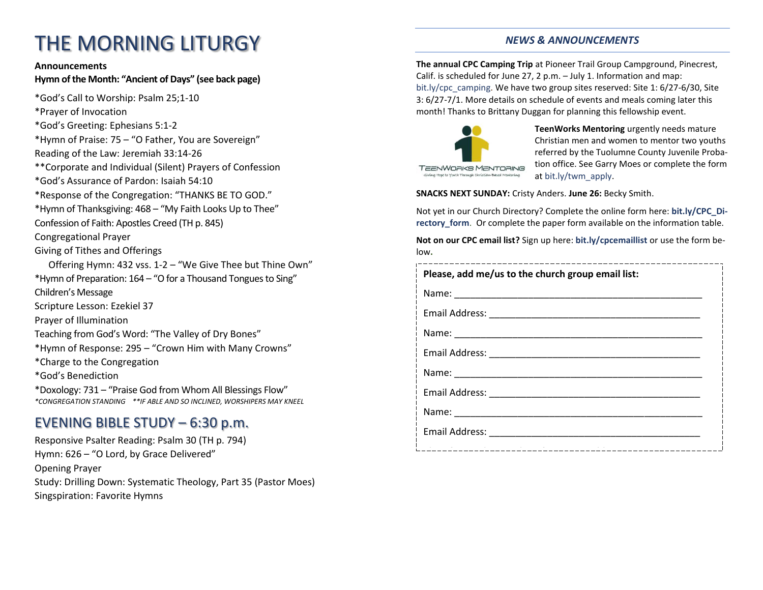# THE MORNING LITURGY

**Announcements**

**Hymn of the Month: "Ancient of Days" (see back page)**

*God's Call to Worship: Psalm 25;1-10
*Prayer of Invocation
*God's Greeting: Ephesians 5:1-2
*Hymn of Praise: 75 – "O Father, You are Sovereign"
Reading of the Law: Jeremiah 33:14-26
**Corporate and Individual (Silent) Prayers of Confession
*God's Assurance of Pardon: Isaiah 54:10
*Response of the Congregation: "THANKS BE TO GOD."
*Hymn of Thanksgiving: 468 – "My Faith Looks Up to Thee"
Confession of Faith: Apostles Creed (TH p. 845)
Congregational Prayer
Giving of Tithes and Offerings
Offering Hymn: 432 vss. 1-2 – "We Give Thee but Thine Own"
*Hymn of Preparation: 164 – "O for a Thousand Tongues to Sing"
Children's Message
Scripture Lesson: Ezekiel 37
Prayer of Illumination
Teaching from God's Word: "The Valley of Dry Bones"
*Hymn of Response: 295 – "Crown Him with Many Crowns"
*Charge to the Congregation
*God's Benediction
*Doxology: 731 – "Praise God from Whom All Blessings Flow"

*\*CONGREGATION STANDING \*\*IF ABLE AND SO INCLINED, WORSHIPERS MAY KNEEL*

## EVENING BIBLE STUDY – 6:30 p.m.

Responsive Psalter Reading: Psalm 30 (TH p. 794)
Hymn: 626 – "O Lord, by Grace Delivered"
Opening Prayer
Study: Drilling Down: Systematic Theology, Part 35 (Pastor Moes)
Singspiration: Favorite Hymns

## *NEWS & ANNOUNCEMENTS*

**The annual CPC Camping Trip** at Pioneer Trail Group Campground, Pinecrest, Calif. is scheduled for June 27, 2 p.m. – July 1. Information and map: bit.ly/cpc_camping. We have two group sites reserved: Site 1: 6/27-6/30, Site 3: 6/27-7/1. More details on schedule of events and meals coming later this month! Thanks to Brittany Duggan for planning this fellowship event.

TEENWORKS MENTORING
Giving Hope to Youth Through Christian-Based Mentoring

**TeenWorks Mentoring** urgently needs mature Christian men and women to mentor two youths referred by the Tuolumne County Juvenile Probation office. See Garry Moes or complete the form at bit.ly/twm_apply.

**SNACKS NEXT SUNDAY:** Cristy Anders. **June 26:** Becky Smith.

Not yet in our Church Directory? Complete the online form here: **bit.ly/CPC_Directory_form**. Or complete the paper form available on the information table.

**Not on our CPC email list?** Sign up here: **bit.ly/cpcemaillist** or use the form below.

**Please, add me/us to the church group email list:**

Name: ____________________________________________

Email Address: ______________________________________

Name: ____________________________________________

Email Address: ______________________________________

Name: ____________________________________________

Email Address: ______________________________________

Name: ____________________________________________

Email Address: ______________________________________